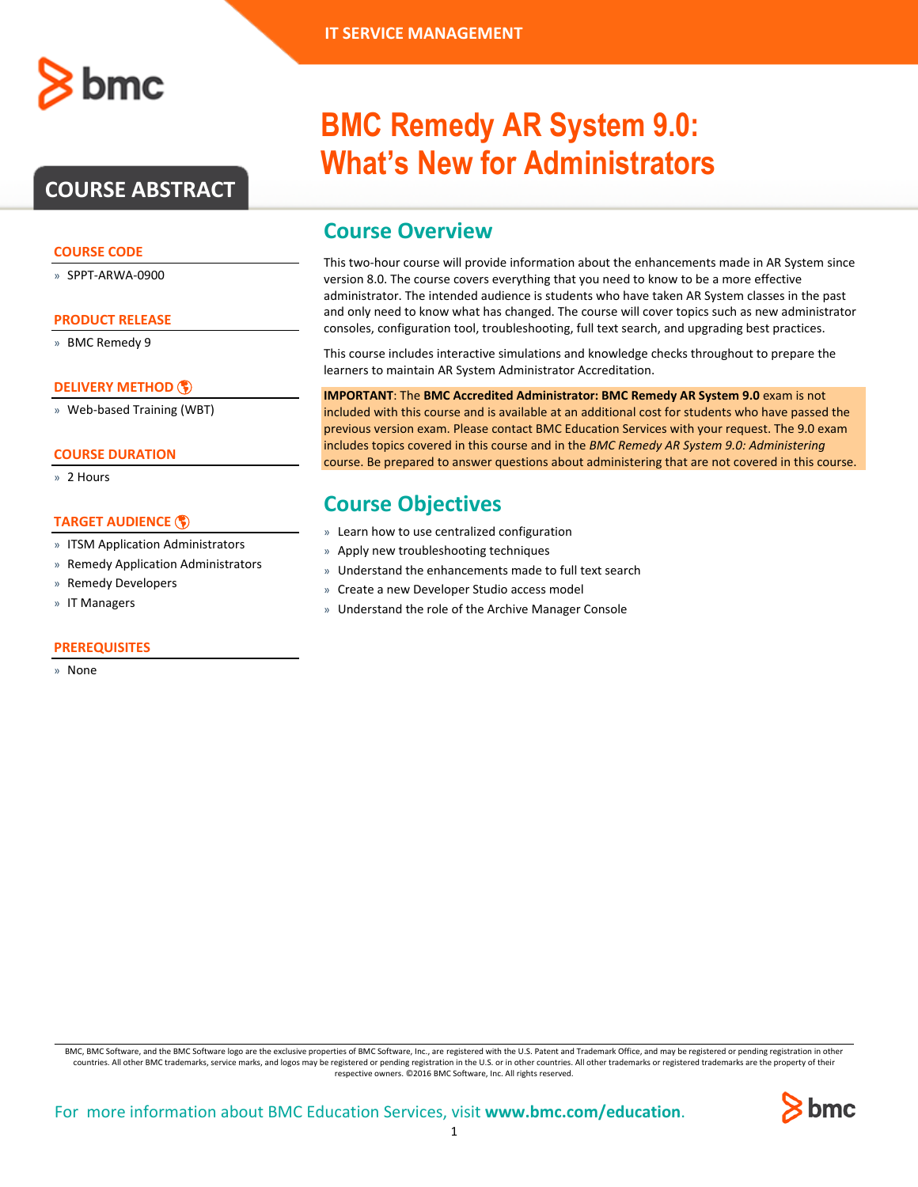IT SERVICE MANAGEMENT

# BMC Remedy AR System 9.0: What's New for Administrators

## COURSE ABSTRACT

### COURSE CODE
- SPPT-ARWA-0900

### PRODUCT RELEASE
- BMC Remedy 9

### DELIVERY METHOD
- Web-based Training (WBT)

### COURSE DURATION
- 2 Hours

### TARGET AUDIENCE
- ITSM Application Administrators
- Remedy Application Administrators
- Remedy Developers
- IT Managers

### PREREQUISITES
- None

## Course Overview

This two-hour course will provide information about the enhancements made in AR System since version 8.0. The course covers everything that you need to know to be a more effective administrator. The intended audience is students who have taken AR System classes in the past and only need to know what has changed. The course will cover topics such as new administrator consoles, configuration tool, troubleshooting, full text search, and upgrading best practices.

This course includes interactive simulations and knowledge checks throughout to prepare the learners to maintain AR System Administrator Accreditation.

**IMPORTANT**: The **BMC Accredited Administrator: BMC Remedy AR System 9.0** exam is not included with this course and is available at an additional cost for students who have passed the previous version exam. Please contact BMC Education Services with your request. The 9.0 exam includes topics covered in this course and in the *BMC Remedy AR System 9.0: Administering* course. Be prepared to answer questions about administering that are not covered in this course.

## Course Objectives

- Learn how to use centralized configuration
- Apply new troubleshooting techniques
- Understand the enhancements made to full text search
- Create a new Developer Studio access model
- Understand the role of the Archive Manager Console

BMC, BMC Software, and the BMC Software logo are the exclusive properties of BMC Software, Inc., are registered with the U.S. Patent and Trademark Office, and may be registered or pending registration in other countries. All other BMC trademarks, service marks, and logos may be registered or pending registration in the U.S. or in other countries. All other trademarks or registered trademarks are the property of their respective owners. ©2016 BMC Software, Inc. All rights reserved.

For more information about BMC Education Services, visit **www.bmc.com/education**.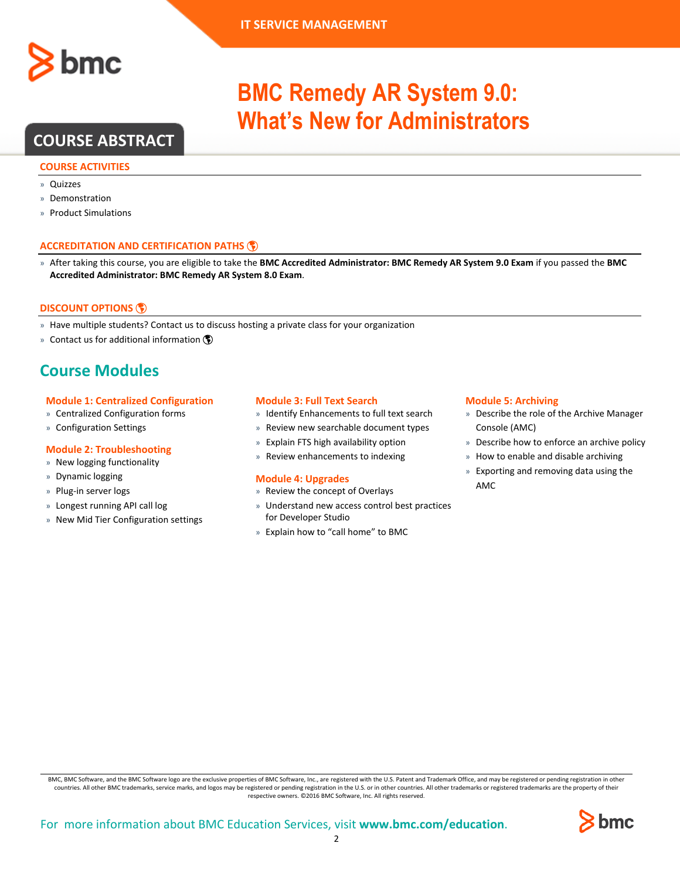# BMC Remedy AR System 9.0: What's New for Administrators

## COURSE ABSTRACT

### COURSE ACTIVITIES

- Quizzes
- Demonstration
- Product Simulations

### ACCREDITATION AND CERTIFICATION PATHS

- After taking this course, you are eligible to take the **BMC Accredited Administrator: BMC Remedy AR System 9.0 Exam** if you passed the **BMC Accredited Administrator: BMC Remedy AR System 8.0 Exam**.

### DISCOUNT OPTIONS

- Have multiple students? Contact us to discuss hosting a private class for your organization
- Contact us for additional information

## Course Modules

### Module 1: Centralized Configuration

- Centralized Configuration forms
- Configuration Settings

### Module 2: Troubleshooting

- New logging functionality
- Dynamic logging
- Plug-in server logs
- Longest running API call log
- New Mid Tier Configuration settings

### Module 3: Full Text Search

- Identify Enhancements to full text search
- Review new searchable document types
- Explain FTS high availability option
- Review enhancements to indexing

### Module 4: Upgrades

- Review the concept of Overlays
- Understand new access control best practices for Developer Studio
- Explain how to "call home" to BMC

### Module 5: Archiving

- Describe the role of the Archive Manager Console (AMC)
- Describe how to enforce an archive policy
- How to enable and disable archiving
- Exporting and removing data using the AMC

BMC, BMC Software, and the BMC Software logo are the exclusive properties of BMC Software, Inc., are registered with the U.S. Patent and Trademark Office, and may be registered or pending registration in other countries. All other BMC trademarks, service marks, and logos may be registered or pending registration in the U.S. or in other countries. All other trademarks or registered trademarks are the property of their respective owners. ©2016 BMC Software, Inc. All rights reserved.

For more information about BMC Education Services, visit **www.bmc.com/education**.